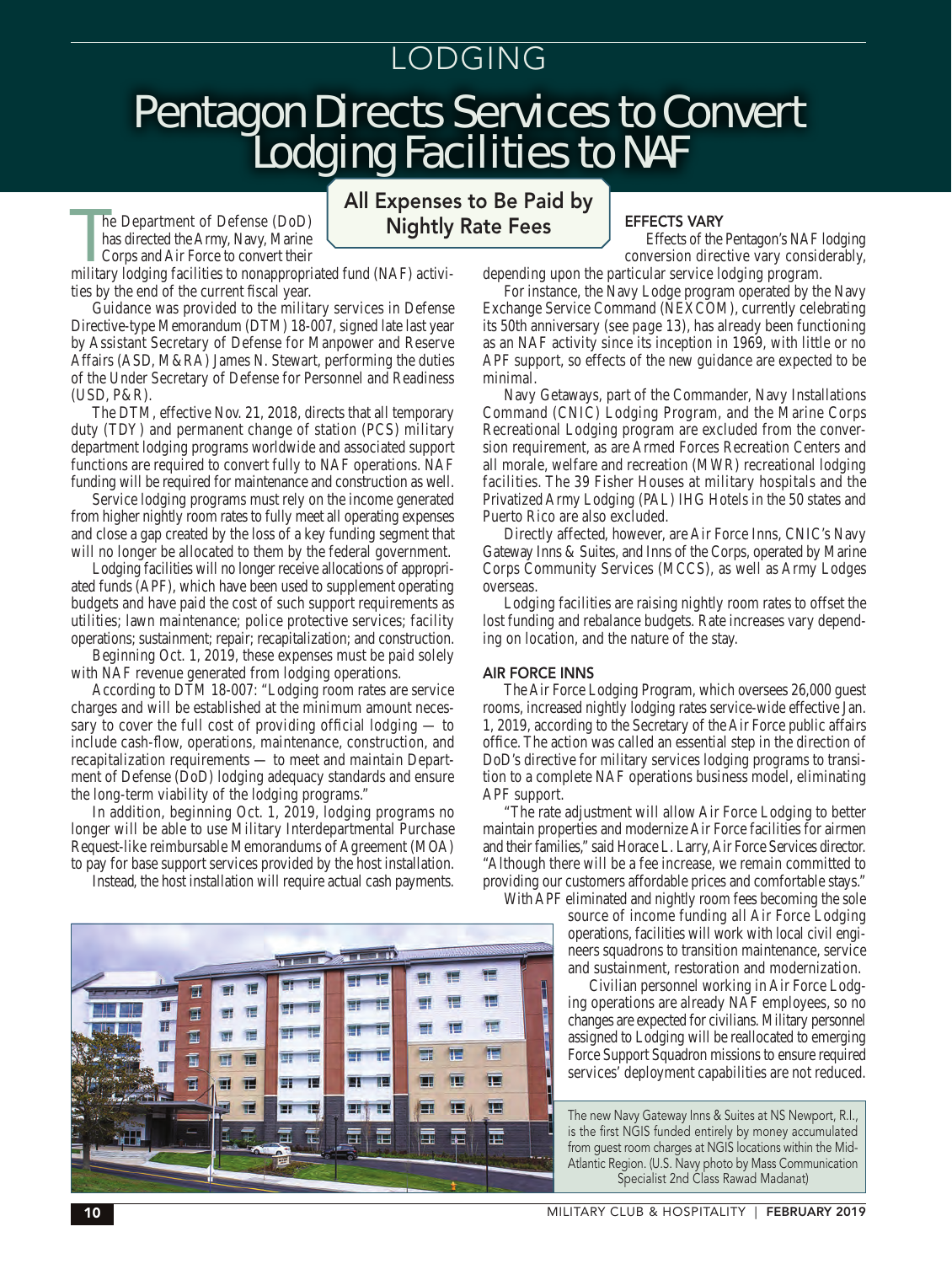# LODGING

# Pentagon Directs Services to Convert Lodging Facilities to NAF

## All Expenses to Be Paid by Nightly Rate Fees

The Department of Defense (DoD) has directed the Army, Navy, Marine Corps and Air Force to convert their military lodging facilities to nonappropriated fund (NAF) activities by the end of the current fiscal year.

Guidance was provided to the military services in Defense Directive-type Memorandum (DTM) 18-007, signed late last year by Assistant Secretary of Defense for Manpower and Reserve Affairs (ASD, M&RA) James N. Stewart, performing the duties of the Under Secretary of Defense for Personnel and Readiness (USD, P&R).

The DTM, effective Nov. 21, 2018, directs that all temporary duty (TDY) and permanent change of station (PCS) military department lodging programs worldwide and associated support functions are required to convert fully to NAF operations. NAF funding will be required for maintenance and construction as well.

Service lodging programs must rely on the income generated from higher nightly room rates to fully meet all operating expenses and close a gap created by the loss of a key funding segment that will no longer be allocated to them by the federal government.

Lodging facilities will no longer receive allocations of appropriated funds (APF), which have been used to supplement operating budgets and have paid the cost of such support requirements as utilities; lawn maintenance; police protective services; facility operations; sustainment; repair; recapitalization; and construction.

Beginning Oct. 1, 2019, these expenses must be paid solely with NAF revenue generated from lodging operations.

According to DTM 18-007: "Lodging room rates are service charges and will be established at the minimum amount necessary to cover the full cost of providing official lodging — to include cash-flow, operations, maintenance, construction, and recapitalization requirements — to meet and maintain Department of Defense (DoD) lodging adequacy standards and ensure the long-term viability of the lodging programs."

In addition, beginning Oct. 1, 2019, lodging programs no longer will be able to use Military Interdepartmental Purchase Request-like reimbursable Memorandums of Agreement (MOA) to pay for base support services provided by the host installation.

Instead, the host installation will require actual cash payments.

### EFFECTS VARY

Effects of the Pentagon's NAF lodging conversion directive vary considerably, depending upon the particular service lodging program.

For instance, the Navy Lodge program operated by the Navy Exchange Service Command (NEXCOM), currently celebrating its 50th anniversary (see page 13), has already been functioning as an NAF activity since its inception in 1969, with little or no APF support, so effects of the new guidance are expected to be minimal.

Navy Getaways, part of the Commander, Navy Installations Command (CNIC) Lodging Program, and the Marine Corps Recreational Lodging program are excluded from the conversion requirement, as are Armed Forces Recreation Centers and all morale, welfare and recreation (MWR) recreational lodging facilities. The 39 Fisher Houses at military hospitals and the Privatized Army Lodging (PAL) IHG Hotels in the 50 states and Puerto Rico are also excluded.

Directly affected, however, are Air Force Inns, CNIC's Navy Gateway Inns & Suites, and Inns of the Corps, operated by Marine Corps Community Services (MCCS), as well as Army Lodges overseas.

Lodging facilities are raising nightly room rates to offset the lost funding and rebalance budgets. Rate increases vary depending on location, and the nature of the stay.

### AIR FORCE INNS

The Air Force Lodging Program, which oversees 26,000 guest rooms, increased nightly lodging rates service-wide effective Jan. 1, 2019, according to the Secretary of the Air Force public affairs office. The action was called an essential step in the direction of DoD's directive for military services lodging programs to transition to a complete NAF operations business model, eliminating APF support.

"The rate adjustment will allow Air Force Lodging to better maintain properties and modernize Air Force facilities for airmen and their families," said Horace L. Larry, Air Force Services director. "Although there will be a fee increase, we remain committed to providing our customers affordable prices and comfortable stays."

With APF eliminated and nightly room fees becoming the sole source of income funding all Air Force Lodging operations, facilities will work with local civil engineers squadrons to transition maintenance, service and sustainment, restoration and modernization.

Civilian personnel working in Air Force Lodging operations are already NAF employees, so no changes are expected for civilians. Military personnel assigned to Lodging will be reallocated to emerging Force Support Squadron missions to ensure required services' deployment capabilities are not reduced.

The new Navy Gateway Inns & Suites at NS Newport, R.I., is the first NGIS funded entirely by money accumulated from guest room charges at NGIS locations within the Mid-Atlantic Region. (U.S. Navy photo by Mass Communication Specialist 2nd Class Rawad Madanat)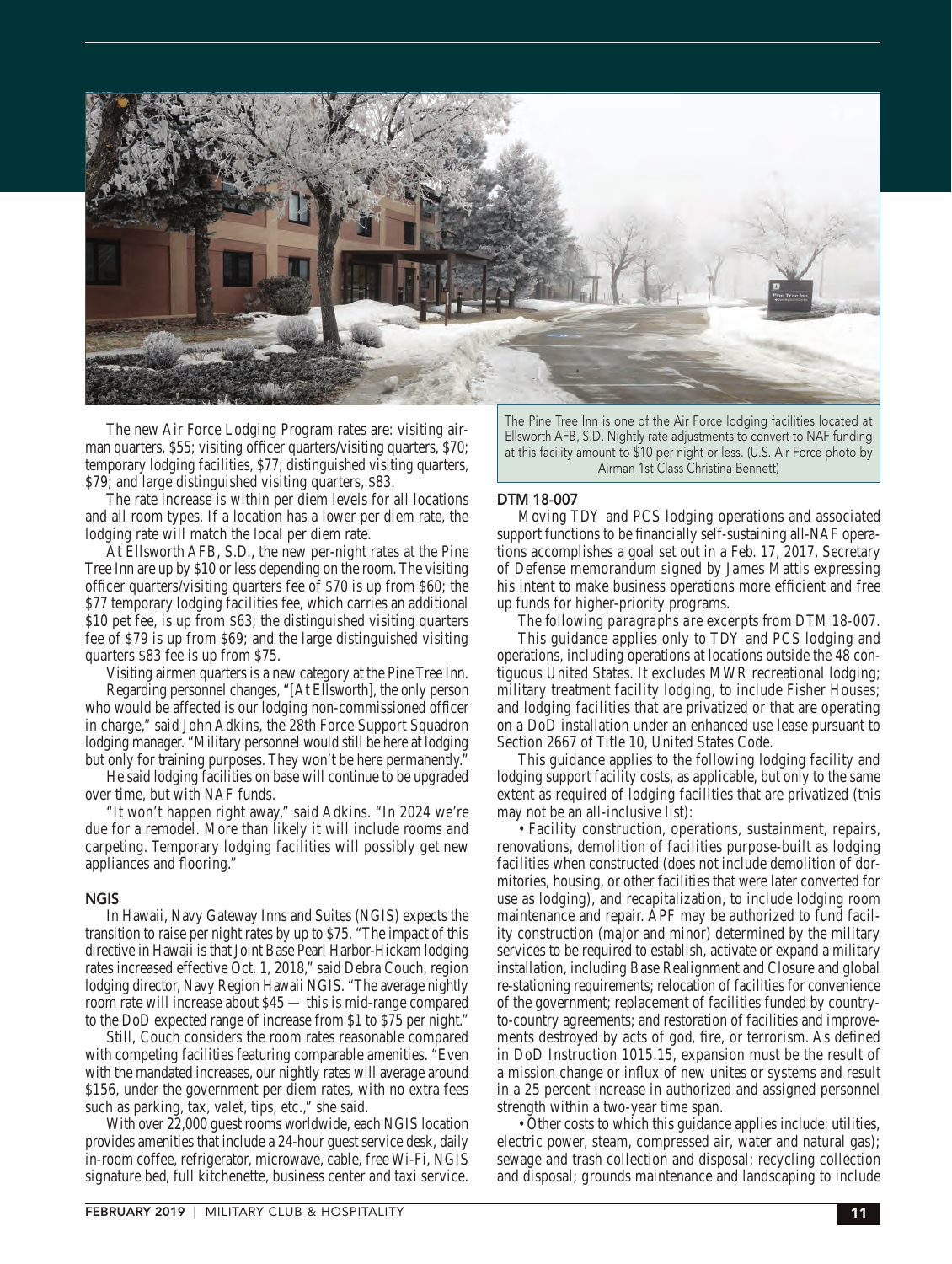The new Air Force Lodging Program rates are: visiting airman quarters, $55; visiting officer quarters/visiting quarters, $70; temporary lodging facilities, $77; distinguished visiting quarters, $79; and large distinguished visiting quarters, $83.

The rate increase is within per diem levels for all locations and all room types. If a location has a lower per diem rate, the lodging rate will match the local per diem rate.

At Ellsworth AFB, S.D., the new per-night rates at the Pine Tree Inn are up by $10 or less depending on the room. The visiting officer quarters/visiting quarters fee of $70 is up from $60; the $77 temporary lodging facilities fee, which carries an additional $10 pet fee, is up from $63; the distinguished visiting quarters fee of $79 is up from $69; and the large distinguished visiting quarters $83 fee is up from $75.

Visiting airmen quarters is a new category at the Pine Tree Inn.

Regarding personnel changes, "[At Ellsworth], the only person who would be affected is our lodging non-commissioned officer in charge," said John Adkins, the 28th Force Support Squadron lodging manager. "Military personnel would still be here at lodging but only for training purposes. They won't be here permanently."

He said lodging facilities on base will continue to be upgraded over time, but with NAF funds.

"It won't happen right away," said Adkins. "In 2024 we're due for a remodel. More than likely it will include rooms and carpeting. Temporary lodging facilities will possibly get new appliances and flooring."

## NGIS

In Hawaii, Navy Gateway Inns and Suites (NGIS) expects the transition to raise per night rates by up to $75. "The impact of this directive in Hawaii is that Joint Base Pearl Harbor-Hickam lodging rates increased effective Oct. 1, 2018," said Debra Couch, region lodging director, Navy Region Hawaii NGIS. "The average nightly room rate will increase about $45 — this is mid-range compared to the DoD expected range of increase from $1 to $75 per night."

Still, Couch considers the room rates reasonable compared with competing facilities featuring comparable amenities. "Even with the mandated increases, our nightly rates will average around $156, under the government per diem rates, with no extra fees such as parking, tax, valet, tips, etc.," she said.

With over 22,000 guest rooms worldwide, each NGIS location provides amenities that include a 24-hour guest service desk, daily in-room coffee, refrigerator, microwave, cable, free Wi-Fi, NGIS signature bed, full kitchenette, business center and taxi service.

The Pine Tree Inn is one of the Air Force lodging facilities located at Ellsworth AFB, S.D. Nightly rate adjustments to convert to NAF funding at this facility amount to $10 per night or less. (U.S. Air Force photo by Airman 1st Class Christina Bennett)

## DTM 18-007

Moving TDY and PCS lodging operations and associated support functions to be financially self-sustaining all-NAF operations accomplishes a goal set out in a Feb. 17, 2017, Secretary of Defense memorandum signed by James Mattis expressing his intent to make business operations more efficient and free up funds for higher-priority programs.

*The following paragraphs are excerpts from DTM 18-007.*

This guidance applies only to TDY and PCS lodging and operations, including operations at locations outside the 48 contiguous United States. It excludes MWR recreational lodging; military treatment facility lodging, to include Fisher Houses; and lodging facilities that are privatized or that are operating on a DoD installation under an enhanced use lease pursuant to Section 2667 of Title 10, United States Code.

This guidance applies to the following lodging facility and lodging support facility costs, as applicable, but only to the same extent as required of lodging facilities that are privatized (this may not be an all-inclusive list):

• Facility construction, operations, sustainment, repairs, renovations, demolition of facilities purpose-built as lodging facilities when constructed (does not include demolition of dormitories, housing, or other facilities that were later converted for use as lodging), and recapitalization, to include lodging room maintenance and repair. APF may be authorized to fund facility construction (major and minor) determined by the military services to be required to establish, activate or expand a military installation, including Base Realignment and Closure and global re-stationing requirements; relocation of facilities for convenience of the government; replacement of facilities funded by country-to-country agreements; and restoration of facilities and improvements destroyed by acts of god, fire, or terrorism. As defined in DoD Instruction 1015.15, expansion must be the result of a mission change or influx of new unites or systems and result in a 25 percent increase in authorized and assigned personnel strength within a two-year time span.

• Other costs to which this guidance applies include: utilities, electric power, steam, compressed air, water and natural gas); sewage and trash collection and disposal; recycling collection and disposal; grounds maintenance and landscaping to include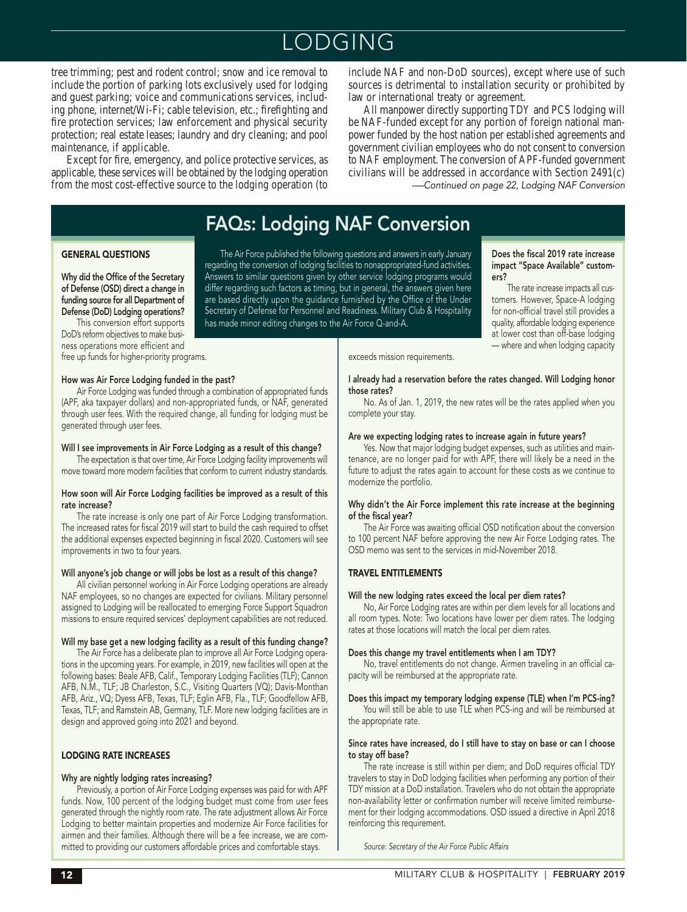tree trimming; pest and rodent control; snow and ice removal to include the portion of parking lots exclusively used for lodging and guest parking; voice and communications services, including phone, internet/Wi-Fi; cable television, etc.; firefighting and fire protection services; law enforcement and physical security protection; real estate leases; laundry and dry cleaning; and pool maintenance, if applicable.

Except for fire, emergency, and police protective services, as applicable, these services will be obtained by the lodging operation from the most cost-effective source to the lodging operation (to include NAF and non-DoD sources), except where use of such sources is detrimental to installation security or prohibited by law or international treaty or agreement.

All manpower directly supporting TDY and PCS lodging will be NAF-funded except for any portion of foreign national manpower funded by the host nation per established agreements and government civilian employees who do not consent to conversion to NAF employment. The conversion of APF-funded government civilians will be addressed in accordance with Section 2491(c)

*—Continued on page 22, Lodging NAF Conversion*

# FAQs: Lodging NAF Conversion

The Air Force published the following questions and answers in early January regarding the conversion of lodging facilities to nonappropriated-fund activities. Answers to similar questions given by other service lodging programs would differ regarding such factors as timing, but in general, the answers given here are based directly upon the guidance furnished by the Office of the Under Secretary of Defense for Personnel and Readiness. Military Club & Hospitality has made minor editing changes to the Air Force Q-and-A.

## GENERAL QUESTIONS

**Why did the Office of the Secretary of Defense (OSD) direct a change in funding source for all Department of Defense (DoD) Lodging operations?**

This conversion effort supports DoD's reform objectives to make business operations more efficient and free up funds for higher-priority programs.

**How was Air Force Lodging funded in the past?**

Air Force Lodging was funded through a combination of appropriated funds (APF, aka taxpayer dollars) and non-appropriated funds, or NAF, generated through user fees. With the required change, all funding for lodging must be generated through user fees.

**Will I see improvements in Air Force Lodging as a result of this change?**

The expectation is that over time, Air Force Lodging facility improvements will move toward more modern facilities that conform to current industry standards.

**How soon will Air Force Lodging facilities be improved as a result of this rate increase?**

The rate increase is only one part of Air Force Lodging transformation. The increased rates for fiscal 2019 will start to build the cash required to offset the additional expenses expected beginning in fiscal 2020. Customers will see improvements in two to four years.

**Will anyone's job change or will jobs be lost as a result of this change?**

All civilian personnel working in Air Force Lodging operations are already NAF employees, so no changes are expected for civilians. Military personnel assigned to Lodging will be reallocated to emerging Force Support Squadron missions to ensure required services' deployment capabilities are not reduced.

**Will my base get a new lodging facility as a result of this funding change?**

The Air Force has a deliberate plan to improve all Air Force Lodging operations in the upcoming years. For example, in 2019, new facilities will open at the following bases: Beale AFB, Calif., Temporary Lodging Facilities (TLF); Cannon AFB, N.M., TLF; JB Charleston, S.C., Visiting Quarters (VQ); Davis-Monthan AFB, Ariz., VQ; Dyess AFB, Texas, TLF; Eglin AFB, Fla., TLF; Goodfellow AFB, Texas, TLF; and Ramstein AB, Germany, TLF. More new lodging facilities are in design and approved going into 2021 and beyond.

## LODGING RATE INCREASES

**Why are nightly lodging rates increasing?**

Previously, a portion of Air Force Lodging expenses was paid for with APF funds. Now, 100 percent of the lodging budget must come from user fees generated through the nightly room rate. The rate adjustment allows Air Force Lodging to better maintain properties and modernize Air Force facilities for airmen and their families. Although there will be a fee increase, we are committed to providing our customers affordable prices and comfortable stays.

**Does the fiscal 2019 rate increase impact "Space Available" customers?**

The rate increase impacts all customers. However, Space-A lodging for non-official travel still provides a quality, affordable lodging experience at lower cost than off-base lodging — where and when lodging capacity exceeds mission requirements.

**I already had a reservation before the rates changed. Will Lodging honor those rates?**

No. As of Jan. 1, 2019, the new rates will be the rates applied when you complete your stay.

**Are we expecting lodging rates to increase again in future years?**

Yes. Now that major lodging budget expenses, such as utilities and maintenance, are no longer paid for with APF, there will likely be a need in the future to adjust the rates again to account for these costs as we continue to modernize the portfolio.

**Why didn't the Air Force implement this rate increase at the beginning of the fiscal year?**

The Air Force was awaiting official OSD notification about the conversion to 100 percent NAF before approving the new Air Force Lodging rates. The OSD memo was sent to the services in mid-November 2018.

## TRAVEL ENTITLEMENTS

**Will the new lodging rates exceed the local per diem rates?**

No, Air Force Lodging rates are within per diem levels for all locations and all room types. Note: Two locations have lower per diem rates. The lodging rates at those locations will match the local per diem rates.

**Does this change my travel entitlements when I am TDY?**

No, travel entitlements do not change. Airmen traveling in an official capacity will be reimbursed at the appropriate rate.

**Does this impact my temporary lodging expense (TLE) when I'm PCS-ing?**

You will still be able to use TLE when PCS-ing and will be reimbursed at the appropriate rate.

**Since rates have increased, do I still have to stay on base or can I choose to stay off base?**

The rate increase is still within per diem; and DoD requires official TDY travelers to stay in DoD lodging facilities when performing any portion of their TDY mission at a DoD installation. Travelers who do not obtain the appropriate non-availability letter or confirmation number will receive limited reimbursement for their lodging accommodations. OSD issued a directive in April 2018 reinforcing this requirement.

*Source: Secretary of the Air Force Public Affairs*